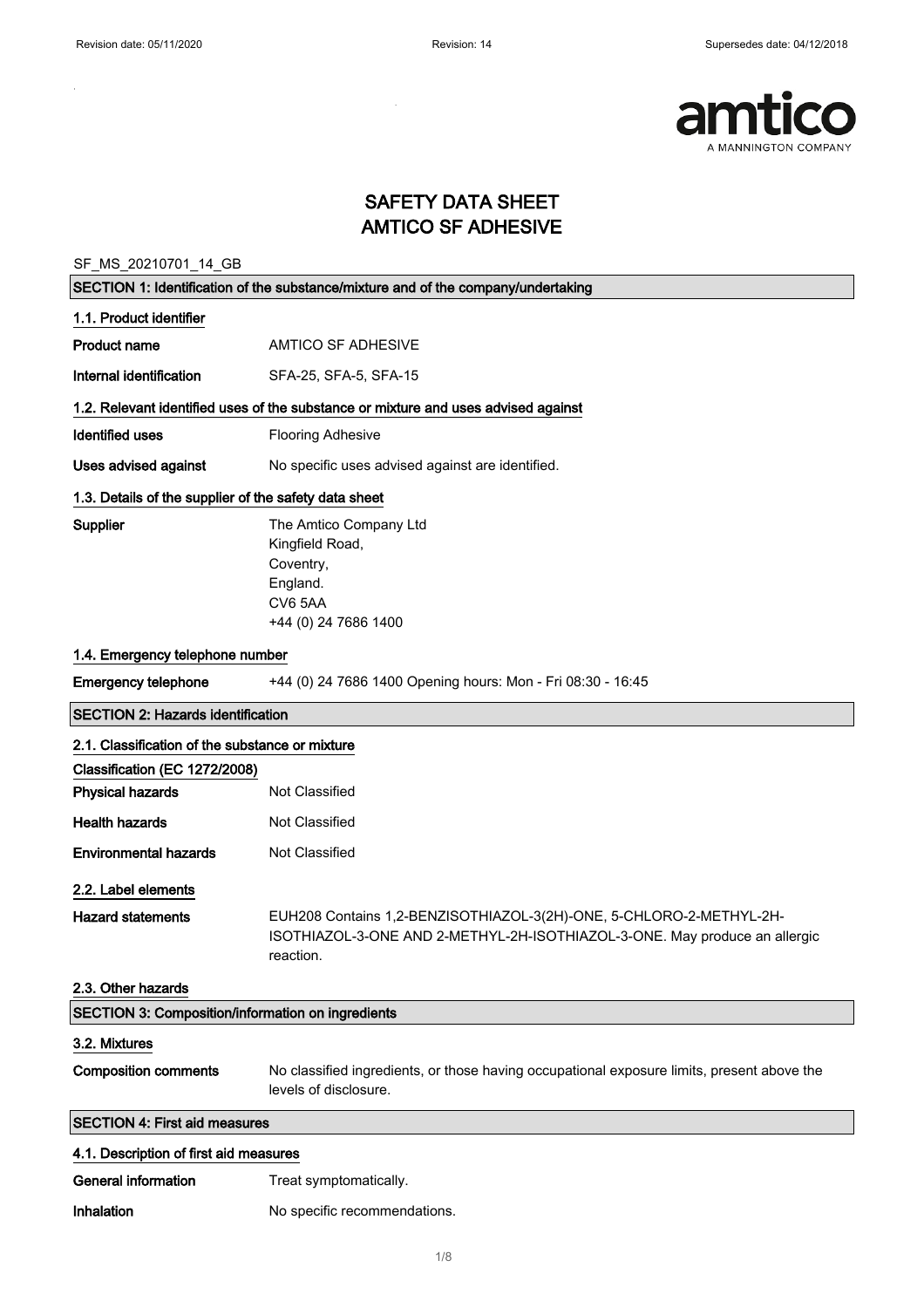# SAFETY DATA SHEET
# AMTICO SF ADHESIVE

SF_MS_20210701_14_GB

## SECTION 1: Identification of the substance/mixture and of the company/undertaking

### 1.1. Product identifier

**Product name** AMTICO SF ADHESIVE

**Internal identification** SFA-25, SFA-5, SFA-15

### 1.2. Relevant identified uses of the substance or mixture and uses advised against

**Identified uses** Flooring Adhesive

**Uses advised against** No specific uses advised against are identified.

### 1.3. Details of the supplier of the safety data sheet

**Supplier**
The Amtico Company Ltd
Kingfield Road,
Coventry,
England.
CV6 5AA
+44 (0) 24 7686 1400

### 1.4. Emergency telephone number

**Emergency telephone** +44 (0) 24 7686 1400 Opening hours: Mon - Fri 08:30 - 16:45

## SECTION 2: Hazards identification

### 2.1. Classification of the substance or mixture

**Classification (EC 1272/2008)**

**Physical hazards** Not Classified

**Health hazards** Not Classified

**Environmental hazards** Not Classified

### 2.2. Label elements

**Hazard statements** EUH208 Contains 1,2-BENZISOTHIAZOL-3(2H)-ONE, 5-CHLORO-2-METHYL-2H-ISOTHIAZOL-3-ONE AND 2-METHYL-2H-ISOTHIAZOL-3-ONE. May produce an allergic reaction.

### 2.3. Other hazards

## SECTION 3: Composition/information on ingredients

### 3.2. Mixtures

**Composition comments** No classified ingredients, or those having occupational exposure limits, present above the levels of disclosure.

## SECTION 4: First aid measures

### 4.1. Description of first aid measures

**General information** Treat symptomatically.

**Inhalation** No specific recommendations.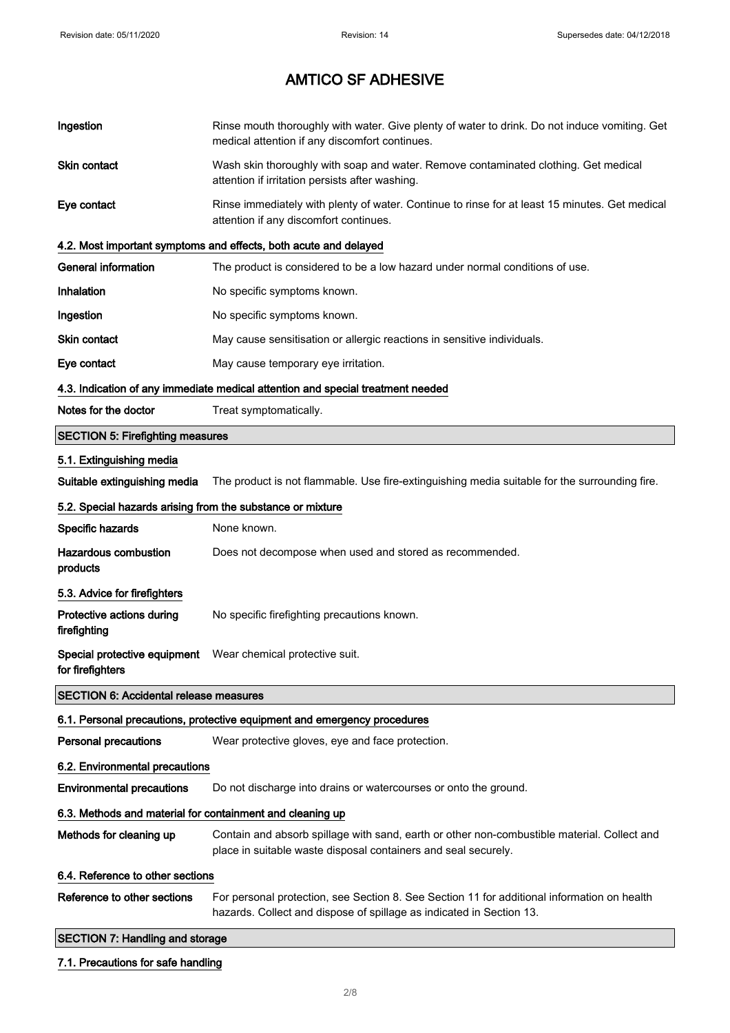| | |
|---|---|
| **Ingestion** | Rinse mouth thoroughly with water. Give plenty of water to drink. Do not induce vomiting. Get medical attention if any discomfort continues. |
| **Skin contact** | Wash skin thoroughly with soap and water. Remove contaminated clothing. Get medical attention if irritation persists after washing. |
| **Eye contact** | Rinse immediately with plenty of water. Continue to rinse for at least 15 minutes. Get medical attention if any discomfort continues. |

### 4.2. Most important symptoms and effects, both acute and delayed

| | |
|---|---|
| **General information** | The product is considered to be a low hazard under normal conditions of use. |
| **Inhalation** | No specific symptoms known. |
| **Ingestion** | No specific symptoms known. |
| **Skin contact** | May cause sensitisation or allergic reactions in sensitive individuals. |
| **Eye contact** | May cause temporary eye irritation. |

### 4.3. Indication of any immediate medical attention and special treatment needed

| | |
|---|---|
| **Notes for the doctor** | Treat symptomatically. |

## SECTION 5: Firefighting measures

### 5.1. Extinguishing media

| | |
|---|---|
| **Suitable extinguishing media** | The product is not flammable. Use fire-extinguishing media suitable for the surrounding fire. |

### 5.2. Special hazards arising from the substance or mixture

| | |
|---|---|
| **Specific hazards** | None known. |
| **Hazardous combustion products** | Does not decompose when used and stored as recommended. |

### 5.3. Advice for firefighters

| | |
|---|---|
| **Protective actions during firefighting** | No specific firefighting precautions known. |
| **Special protective equipment for firefighters** | Wear chemical protective suit. |

## SECTION 6: Accidental release measures

### 6.1. Personal precautions, protective equipment and emergency procedures

| | |
|---|---|
| **Personal precautions** | Wear protective gloves, eye and face protection. |

### 6.2. Environmental precautions

| | |
|---|---|
| **Environmental precautions** | Do not discharge into drains or watercourses or onto the ground. |

### 6.3. Methods and material for containment and cleaning up

| | |
|---|---|
| **Methods for cleaning up** | Contain and absorb spillage with sand, earth or other non-combustible material. Collect and place in suitable waste disposal containers and seal securely. |

### 6.4. Reference to other sections

| | |
|---|---|
| **Reference to other sections** | For personal protection, see Section 8. See Section 11 for additional information on health hazards. Collect and dispose of spillage as indicated in Section 13. |

## SECTION 7: Handling and storage

### 7.1. Precautions for safe handling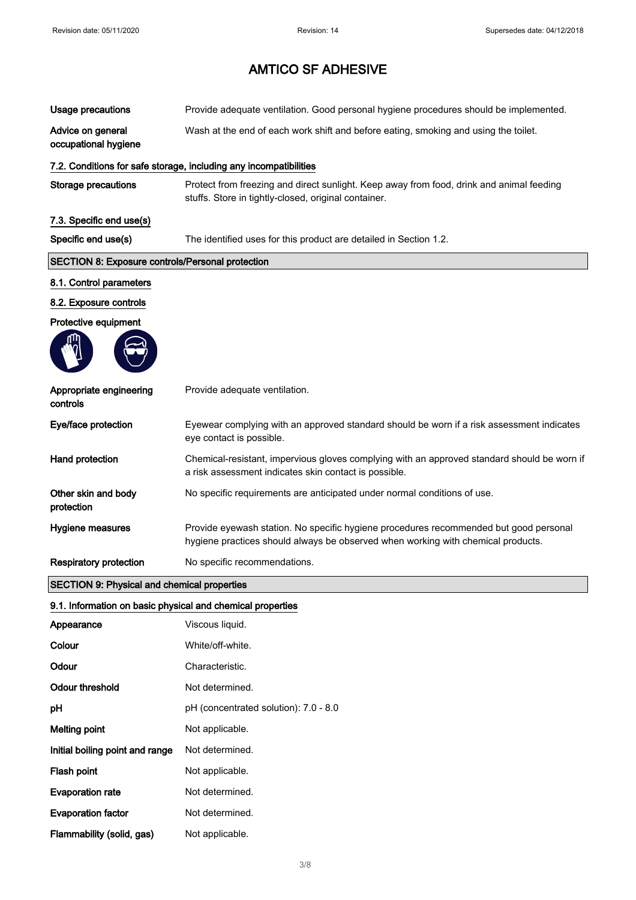# AMTICO SF ADHESIVE

| | |
|---|---|
| **Usage precautions** | Provide adequate ventilation. Good personal hygiene procedures should be implemented. |
| **Advice on general occupational hygiene** | Wash at the end of each work shift and before eating, smoking and using the toilet. |

### 7.2. Conditions for safe storage, including any incompatibilities

| | |
|---|---|
| **Storage precautions** | Protect from freezing and direct sunlight. Keep away from food, drink and animal feeding stuffs. Store in tightly-closed, original container. |

### 7.3. Specific end use(s)

| | |
|---|---|
| **Specific end use(s)** | The identified uses for this product are detailed in Section 1.2. |

## SECTION 8: Exposure controls/Personal protection

### 8.1. Control parameters

### 8.2. Exposure controls

**Protective equipment**

| | |
|---|---|
| **Appropriate engineering controls** | Provide adequate ventilation. |
| **Eye/face protection** | Eyewear complying with an approved standard should be worn if a risk assessment indicates eye contact is possible. |
| **Hand protection** | Chemical-resistant, impervious gloves complying with an approved standard should be worn if a risk assessment indicates skin contact is possible. |
| **Other skin and body protection** | No specific requirements are anticipated under normal conditions of use. |
| **Hygiene measures** | Provide eyewash station. No specific hygiene procedures recommended but good personal hygiene practices should always be observed when working with chemical products. |
| **Respiratory protection** | No specific recommendations. |

## SECTION 9: Physical and chemical properties

### 9.1. Information on basic physical and chemical properties

| | |
|---|---|
| **Appearance** | Viscous liquid. |
| **Colour** | White/off-white. |
| **Odour** | Characteristic. |
| **Odour threshold** | Not determined. |
| **pH** | pH (concentrated solution): 7.0 - 8.0 |
| **Melting point** | Not applicable. |
| **Initial boiling point and range** | Not determined. |
| **Flash point** | Not applicable. |
| **Evaporation rate** | Not determined. |
| **Evaporation factor** | Not determined. |
| **Flammability (solid, gas)** | Not applicable. |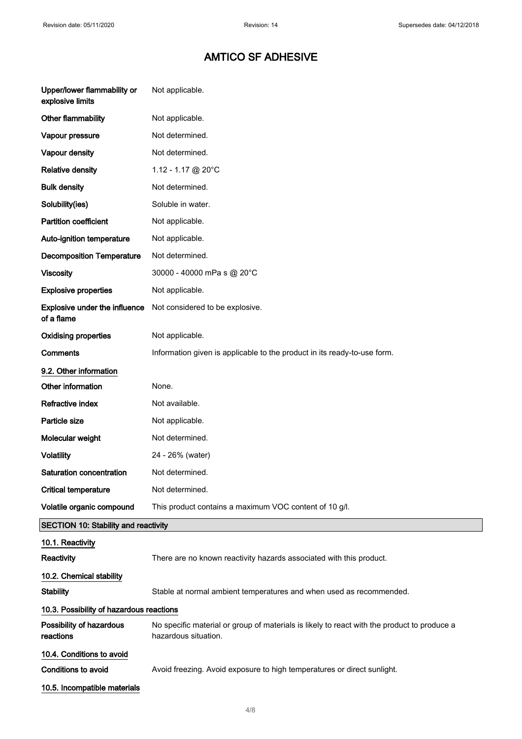# AMTICO SF ADHESIVE

| | |
|---|---|
| **Upper/lower flammability or explosive limits** | Not applicable. |
| **Other flammability** | Not applicable. |
| **Vapour pressure** | Not determined. |
| **Vapour density** | Not determined. |
| **Relative density** | 1.12 - 1.17 @ 20°C |
| **Bulk density** | Not determined. |
| **Solubility(ies)** | Soluble in water. |
| **Partition coefficient** | Not applicable. |
| **Auto-ignition temperature** | Not applicable. |
| **Decomposition Temperature** | Not determined. |
| **Viscosity** | 30000 - 40000 mPa s @ 20°C |
| **Explosive properties** | Not applicable. |
| **Explosive under the influence of a flame** | Not considered to be explosive. |
| **Oxidising properties** | Not applicable. |
| **Comments** | Information given is applicable to the product in its ready-to-use form. |

### 9.2. Other information

| | |
|---|---|
| **Other information** | None. |
| **Refractive index** | Not available. |
| **Particle size** | Not applicable. |
| **Molecular weight** | Not determined. |
| **Volatility** | 24 - 26% (water) |
| **Saturation concentration** | Not determined. |
| **Critical temperature** | Not determined. |
| **Volatile organic compound** | This product contains a maximum VOC content of 10 g/l. |

## SECTION 10: Stability and reactivity

### 10.1. Reactivity

**Reactivity** There are no known reactivity hazards associated with this product.

### 10.2. Chemical stability

**Stability** Stable at normal ambient temperatures and when used as recommended.

### 10.3. Possibility of hazardous reactions

**Possibility of hazardous reactions** No specific material or group of materials is likely to react with the product to produce a hazardous situation.

### 10.4. Conditions to avoid

**Conditions to avoid** Avoid freezing. Avoid exposure to high temperatures or direct sunlight.

### 10.5. Incompatible materials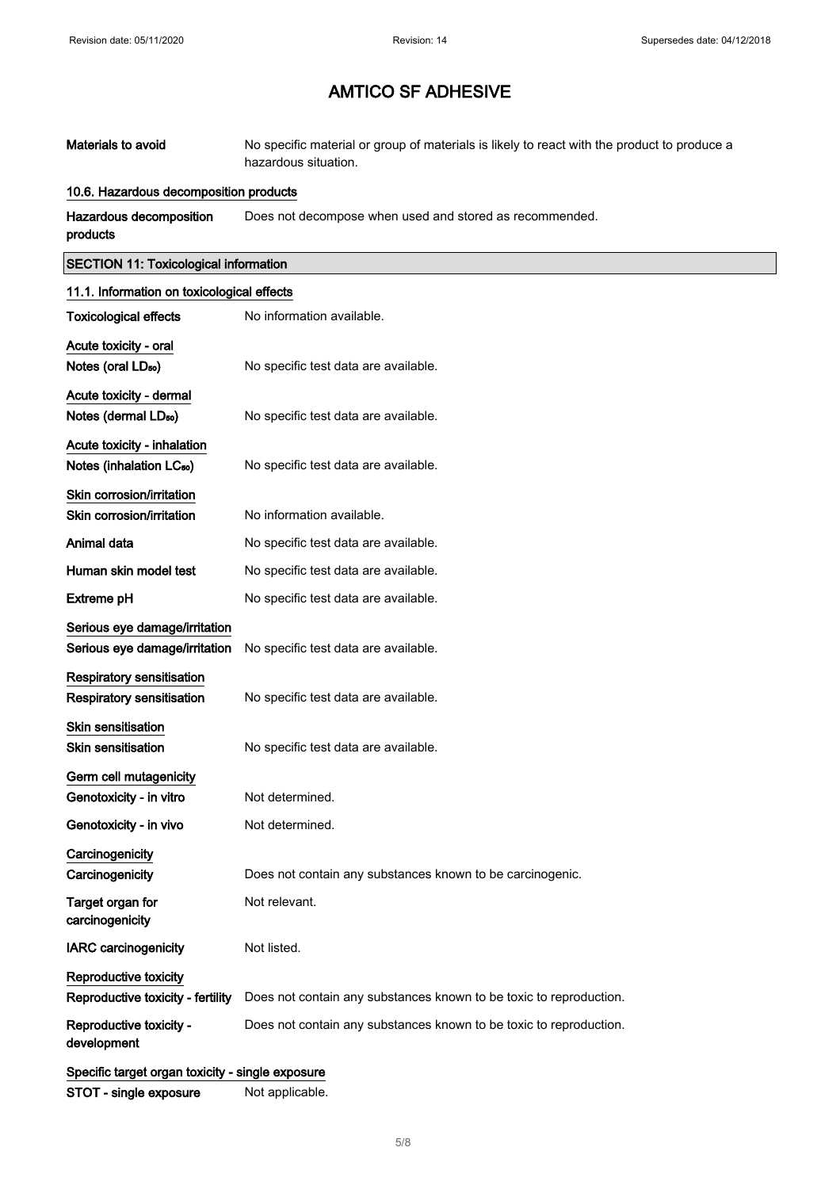# AMTICO SF ADHESIVE

| | |
|---|---|
| **Materials to avoid** | No specific material or group of materials is likely to react with the product to produce a hazardous situation. |

**10.6. Hazardous decomposition products**

| | |
|---|---|
| **Hazardous decomposition products** | Does not decompose when used and stored as recommended. |

## SECTION 11: Toxicological information

**11.1. Information on toxicological effects**

| | |
|---|---|
| **Toxicological effects** | No information available. |

**Acute toxicity - oral**

| | |
|---|---|
| **Notes (oral $LD_{50}$)** | No specific test data are available. |

**Acute toxicity - dermal**

| | |
|---|---|
| **Notes (dermal $LD_{50}$)** | No specific test data are available. |

**Acute toxicity - inhalation**

| | |
|---|---|
| **Notes (inhalation $LC_{50}$)** | No specific test data are available. |

**Skin corrosion/irritation**

| | |
|---|---|
| **Skin corrosion/irritation** | No information available. |
| **Animal data** | No specific test data are available. |
| **Human skin model test** | No specific test data are available. |
| **Extreme pH** | No specific test data are available. |

**Serious eye damage/irritation**

| | |
|---|---|
| **Serious eye damage/irritation** | No specific test data are available. |

**Respiratory sensitisation**

| | |
|---|---|
| **Respiratory sensitisation** | No specific test data are available. |

**Skin sensitisation**

| | |
|---|---|
| **Skin sensitisation** | No specific test data are available. |

**Germ cell mutagenicity**

| | |
|---|---|
| **Genotoxicity - in vitro** | Not determined. |
| **Genotoxicity - in vivo** | Not determined. |

**Carcinogenicity**

| | |
|---|---|
| **Carcinogenicity** | Does not contain any substances known to be carcinogenic. |
| **Target organ for carcinogenicity** | Not relevant. |
| **IARC carcinogenicity** | Not listed. |

**Reproductive toxicity**

| | |
|---|---|
| **Reproductive toxicity - fertility** | Does not contain any substances known to be toxic to reproduction. |
| **Reproductive toxicity - development** | Does not contain any substances known to be toxic to reproduction. |

**Specific target organ toxicity - single exposure**

| | |
|---|---|
| **STOT - single exposure** | Not applicable. |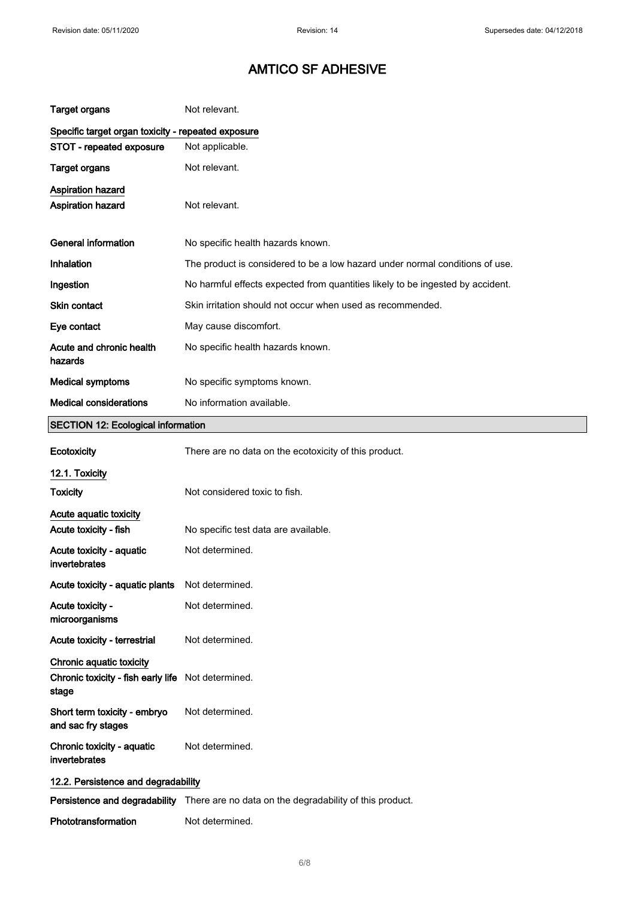# AMTICO SF ADHESIVE

| | |
|---|---|
| **Target organs** | Not relevant. |

**Specific target organ toxicity - repeated exposure**

| | |
|---|---|
| **STOT - repeated exposure** | Not applicable. |
| **Target organs** | Not relevant. |

**Aspiration hazard**

| | |
|---|---|
| **Aspiration hazard** | Not relevant. |

| | |
|---|---|
| **General information** | No specific health hazards known. |
| **Inhalation** | The product is considered to be a low hazard under normal conditions of use. |
| **Ingestion** | No harmful effects expected from quantities likely to be ingested by accident. |
| **Skin contact** | Skin irritation should not occur when used as recommended. |
| **Eye contact** | May cause discomfort. |
| **Acute and chronic health hazards** | No specific health hazards known. |
| **Medical symptoms** | No specific symptoms known. |
| **Medical considerations** | No information available. |

## SECTION 12: Ecological information

| | |
|---|---|
| **Ecotoxicity** | There are no data on the ecotoxicity of this product. |

### 12.1. Toxicity

| | |
|---|---|
| **Toxicity** | Not considered toxic to fish. |

**Acute aquatic toxicity**

| | |
|---|---|
| **Acute toxicity - fish** | No specific test data are available. |
| **Acute toxicity - aquatic invertebrates** | Not determined. |
| **Acute toxicity - aquatic plants** | Not determined. |
| **Acute toxicity - microorganisms** | Not determined. |
| **Acute toxicity - terrestrial** | Not determined. |

**Chronic aquatic toxicity**

| | |
|---|---|
| **Chronic toxicity - fish early life stage** | Not determined. |
| **Short term toxicity - embryo and sac fry stages** | Not determined. |
| **Chronic toxicity - aquatic invertebrates** | Not determined. |

### 12.2. Persistence and degradability

| | |
|---|---|
| **Persistence and degradability** | There are no data on the degradability of this product. |
| **Phototransformation** | Not determined. |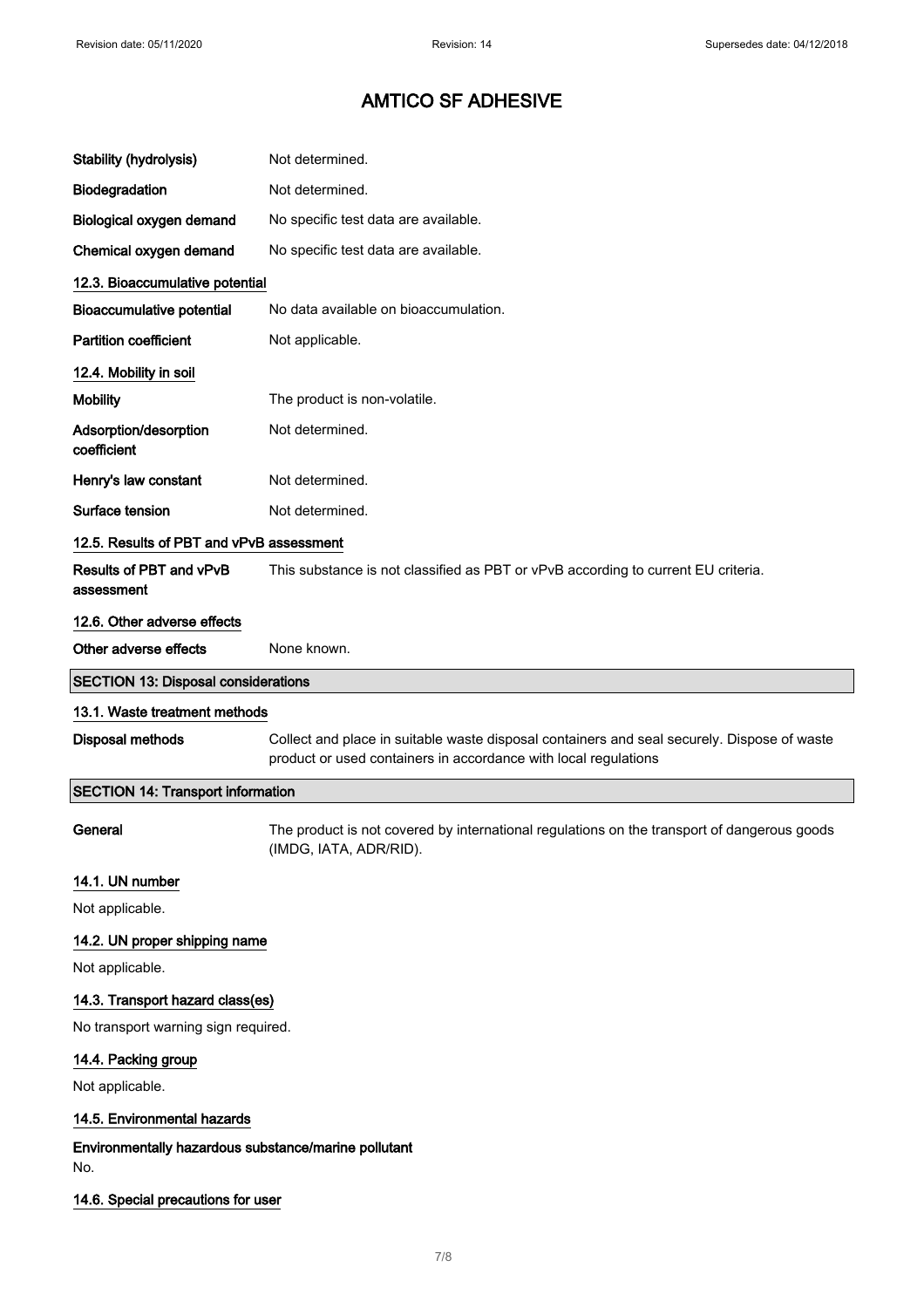| | |
|---|---|
| **Stability (hydrolysis)** | Not determined. |
| **Biodegradation** | Not determined. |
| **Biological oxygen demand** | No specific test data are available. |
| **Chemical oxygen demand** | No specific test data are available. |

### 12.3. Bioaccumulative potential

| | |
|---|---|
| **Bioaccumulative potential** | No data available on bioaccumulation. |
| **Partition coefficient** | Not applicable. |

### 12.4. Mobility in soil

| | |
|---|---|
| **Mobility** | The product is non-volatile. |
| **Adsorption/desorption coefficient** | Not determined. |
| **Henry's law constant** | Not determined. |
| **Surface tension** | Not determined. |

### 12.5. Results of PBT and vPvB assessment

| | |
|---|---|
| **Results of PBT and vPvB assessment** | This substance is not classified as PBT or vPvB according to current EU criteria. |

### 12.6. Other adverse effects

| | |
|---|---|
| **Other adverse effects** | None known. |

## SECTION 13: Disposal considerations

### 13.1. Waste treatment methods

| | |
|---|---|
| **Disposal methods** | Collect and place in suitable waste disposal containers and seal securely. Dispose of waste product or used containers in accordance with local regulations |

## SECTION 14: Transport information

| | |
|---|---|
| **General** | The product is not covered by international regulations on the transport of dangerous goods (IMDG, IATA, ADR/RID). |

### 14.1. UN number

Not applicable.

### 14.2. UN proper shipping name

Not applicable.

### 14.3. Transport hazard class(es)

No transport warning sign required.

### 14.4. Packing group

Not applicable.

### 14.5. Environmental hazards

**Environmentally hazardous substance/marine pollutant**

No.

### 14.6. Special precautions for user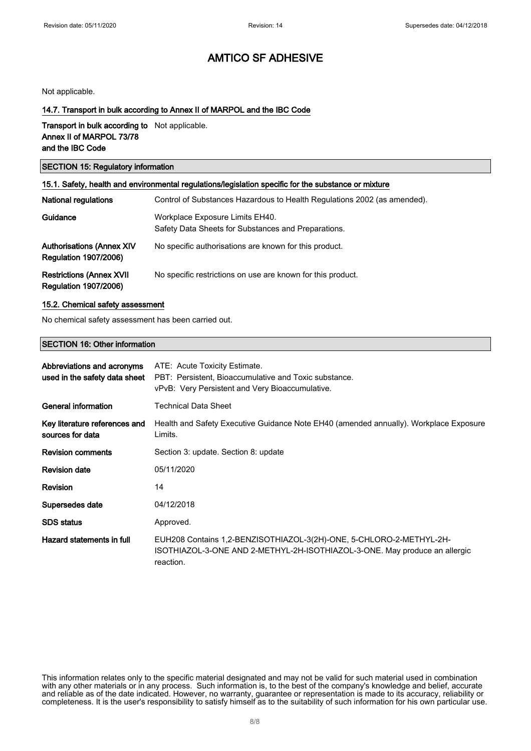Not applicable.

### 14.7. Transport in bulk according to Annex II of MARPOL and the IBC Code

| | |
|---|---|
| **Transport in bulk according to Annex II of MARPOL 73/78 and the IBC Code** | Not applicable. |

## SECTION 15: Regulatory information

### 15.1. Safety, health and environmental regulations/legislation specific for the substance or mixture

| | |
|---|---|
| **National regulations** | Control of Substances Hazardous to Health Regulations 2002 (as amended). |
| **Guidance** | Workplace Exposure Limits EH40.<br>Safety Data Sheets for Substances and Preparations. |
| **Authorisations (Annex XIV Regulation 1907/2006)** | No specific authorisations are known for this product. |
| **Restrictions (Annex XVII Regulation 1907/2006)** | No specific restrictions on use are known for this product. |

### 15.2. Chemical safety assessment

No chemical safety assessment has been carried out.

## SECTION 16: Other information

| | |
|---|---|
| **Abbreviations and acronyms used in the safety data sheet** | ATE: Acute Toxicity Estimate.<br>PBT: Persistent, Bioaccumulative and Toxic substance.<br>vPvB: Very Persistent and Very Bioaccumulative. |
| **General information** | Technical Data Sheet |
| **Key literature references and sources for data** | Health and Safety Executive Guidance Note EH40 (amended annually). Workplace Exposure Limits. |
| **Revision comments** | Section 3: update. Section 8: update |
| **Revision date** | 05/11/2020 |
| **Revision** | 14 |
| **Supersedes date** | 04/12/2018 |
| **SDS status** | Approved. |
| **Hazard statements in full** | EUH208 Contains 1,2-BENZISOTHIAZOL-3(2H)-ONE, 5-CHLORO-2-METHYL-2H-ISOTHIAZOL-3-ONE AND 2-METHYL-2H-ISOTHIAZOL-3-ONE. May produce an allergic reaction. |

This information relates only to the specific material designated and may not be valid for such material used in combination with any other materials or in any process. Such information is, to the best of the company's knowledge and belief, accurate and reliable as of the date indicated. However, no warranty, guarantee or representation is made to its accuracy, reliability or completeness. It is the user's responsibility to satisfy himself as to the suitability of such information for his own particular use.